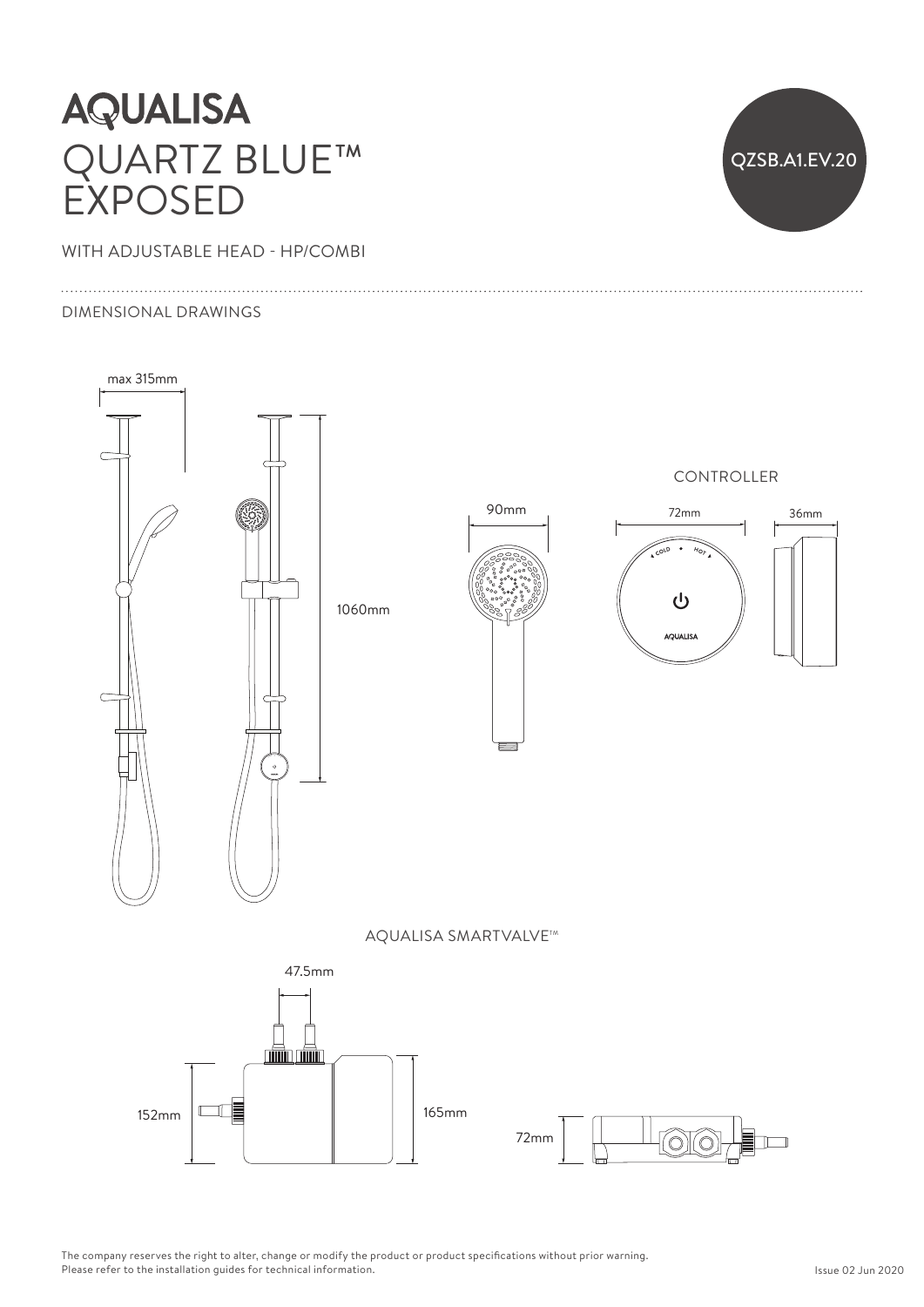# AQUALISA

# QUARTZ BLUE™ EXPOSED

QZSB.A1.EV.20

WITH ADJUSTABLE HEAD - HP/COMBI

DIMENSIONAL DRAWINGS

max 315mm

1060mm

90mm

CONTROLLER

72mm

36mm

COLD HOT

AQUALISA

AQUALISA SMARTVALVE™

47.5mm

152mm

165mm

72mm

The company reserves the right to alter, change or modify the product or product specifications without prior warning.
Please refer to the installation guides for technical information.

Issue 02 Jun 2020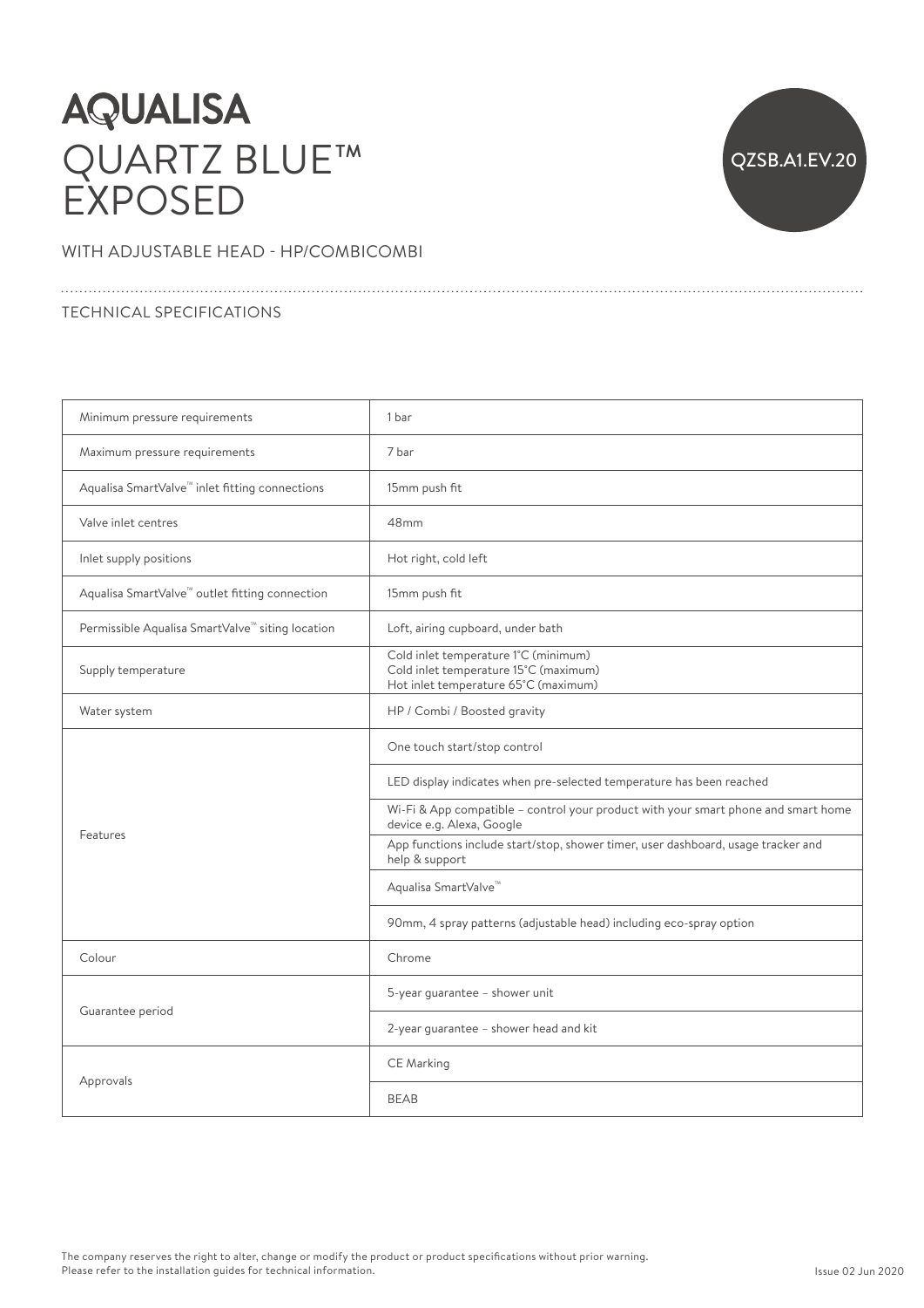# AQUALISA

# QUARTZ BLUE™ EXPOSED

QZSB.A1.EV.20

WITH ADJUSTABLE HEAD - HP/COMBICOMBI

TECHNICAL SPECIFICATIONS

| | |
|---|---|
| Minimum pressure requirements | 1 bar |
| Maximum pressure requirements | 7 bar |
| Aqualisa SmartValve™ inlet fitting connections | 15mm push fit |
| Valve inlet centres | 48mm |
| Inlet supply positions | Hot right, cold left |
| Aqualisa SmartValve™ outlet fitting connection | 15mm push fit |
| Permissible Aqualisa SmartValve™ siting location | Loft, airing cupboard, under bath |
| Supply temperature | Cold inlet temperature 1°C (minimum)<br>Cold inlet temperature 15°C (maximum)<br>Hot inlet temperature 65°C (maximum) |
| Water system | HP / Combi / Boosted gravity |
| Features | One touch start/stop control |
| | LED display indicates when pre-selected temperature has been reached |
| | Wi-Fi & App compatible – control your product with your smart phone and smart home device e.g. Alexa, Google |
| | App functions include start/stop, shower timer, user dashboard, usage tracker and help & support |
| | Aqualisa SmartValve™ |
| | 90mm, 4 spray patterns (adjustable head) including eco-spray option |
| Colour | Chrome |
| Guarantee period | 5-year guarantee – shower unit |
| | 2-year guarantee – shower head and kit |
| Approvals | CE Marking |
| | BEAB |

The company reserves the right to alter, change or modify the product or product specifications without prior warning.
Please refer to the installation guides for technical information.

Issue 02 Jun 2020